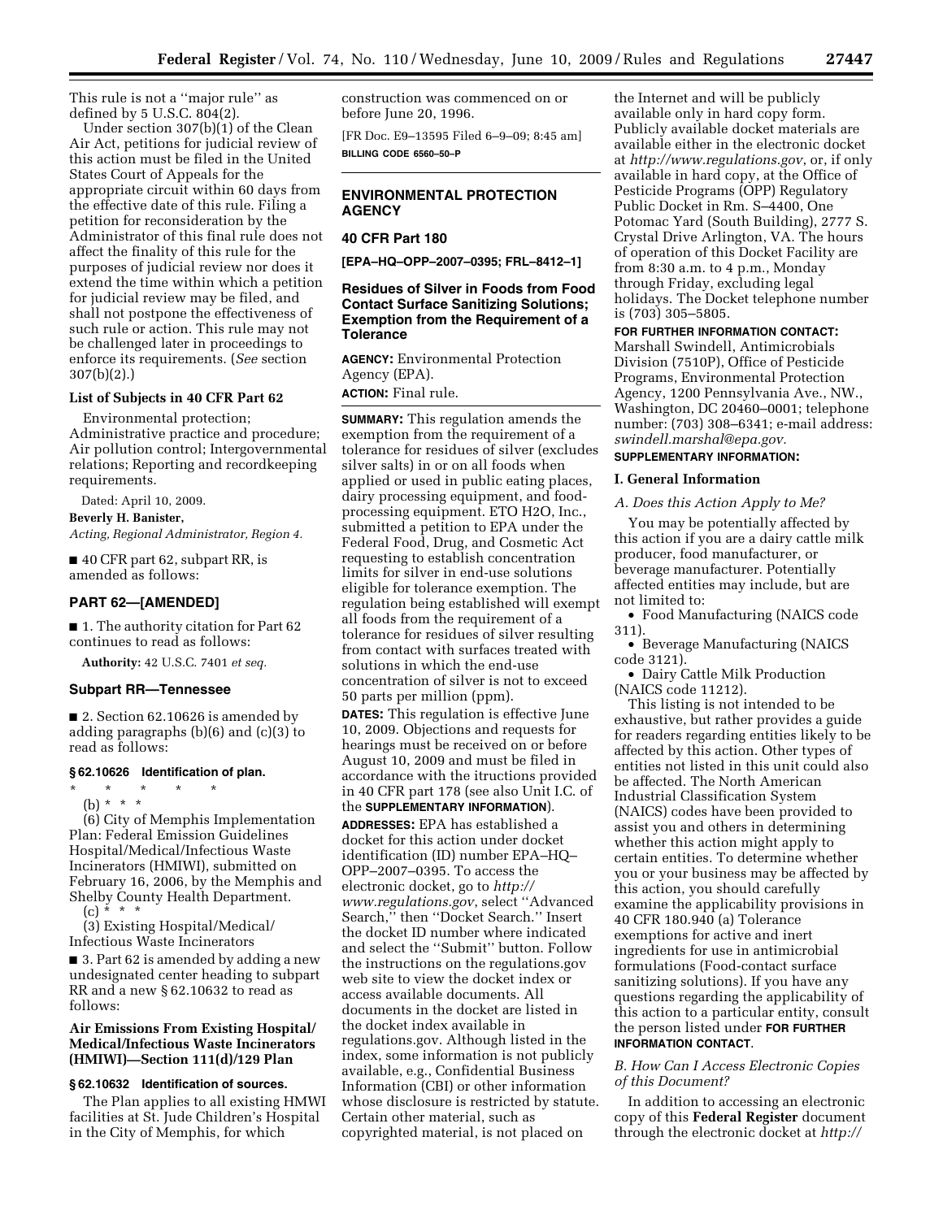This rule is not a ''major rule'' as defined by 5 U.S.C. 804(2).

Under section 307(b)(1) of the Clean Air Act, petitions for judicial review of this action must be filed in the United States Court of Appeals for the appropriate circuit within 60 days from the effective date of this rule. Filing a petition for reconsideration by the Administrator of this final rule does not affect the finality of this rule for the purposes of judicial review nor does it extend the time within which a petition for judicial review may be filed, and shall not postpone the effectiveness of such rule or action. This rule may not be challenged later in proceedings to enforce its requirements. (*See* section 307(b)(2).)

### List of Subjects in 40 CFR Part 62

Environmental protection; Administrative practice and procedure; Air pollution control; Intergovernmental relations; Reporting and recordkeeping requirements.

Dated: April 10, 2009.

**Beverly H. Banister,**

*Acting, Regional Administrator, Region 4.*

■ 40 CFR part 62, subpart RR, is amended as follows:

## PART 62—[AMENDED]

■ 1. The authority citation for Part 62 continues to read as follows:

**Authority:** 42 U.S.C. 7401 *et seq.*

### Subpart RR—Tennessee

■ 2. Section 62.10626 is amended by adding paragraphs (b)(6) and (c)(3) to read as follows:

#### § 62.10626 Identification of plan.

\* \* \* \* \*

(b) \* \* \*

(6) City of Memphis Implementation Plan: Federal Emission Guidelines Hospital/Medical/Infectious Waste Incinerators (HMIWI), submitted on February 16, 2006, by the Memphis and Shelby County Health Department.

(c) \* \* \*

(3) Existing Hospital/Medical/Infectious Waste Incinerators

■ 3. Part 62 is amended by adding a new undesignated center heading to subpart RR and a new § 62.10632 to read as follows:

### Air Emissions From Existing Hospital/Medical/Infectious Waste Incinerators (HMIWI)—Section 111(d)/129 Plan

#### § 62.10632 Identification of sources.

The Plan applies to all existing HMWI facilities at St. Jude Children's Hospital in the City of Memphis, for which construction was commenced on or before June 20, 1996.

[FR Doc. E9–13595 Filed 6–9–09; 8:45 am]

**BILLING CODE 6560–50–P**

## ENVIRONMENTAL PROTECTION AGENCY

### 40 CFR Part 180

**[EPA–HQ–OPP–2007–0395; FRL–8412–1]**

### Residues of Silver in Foods from Food Contact Surface Sanitizing Solutions; Exemption from the Requirement of a Tolerance

**AGENCY:** Environmental Protection Agency (EPA).

**ACTION:** Final rule.

**SUMMARY:** This regulation amends the exemption from the requirement of a tolerance for residues of silver (excludes silver salts) in or on all foods when applied or used in public eating places, dairy processing equipment, and food-processing equipment. ETO H2O, Inc., submitted a petition to EPA under the Federal Food, Drug, and Cosmetic Act requesting to establish concentration limits for silver in end-use solutions eligible for tolerance exemption. The regulation being established will exempt all foods from the requirement of a tolerance for residues of silver resulting from contact with surfaces treated with solutions in which the end-use concentration of silver is not to exceed 50 parts per million (ppm).

**DATES:** This regulation is effective June 10, 2009. Objections and requests for hearings must be received on or before August 10, 2009 and must be filed in accordance with the itructions provided in 40 CFR part 178 (see also Unit I.C. of the **SUPPLEMENTARY INFORMATION**).

**ADDRESSES:** EPA has established a docket for this action under docket identification (ID) number EPA–HQ–OPP–2007–0395. To access the electronic docket, go to *http://www.regulations.gov*, select ''Advanced Search,'' then ''Docket Search.'' Insert the docket ID number where indicated and select the ''Submit'' button. Follow the instructions on the regulations.gov web site to view the docket index or access available documents. All documents in the docket are listed in the docket index available in regulations.gov. Although listed in the index, some information is not publicly available, e.g., Confidential Business Information (CBI) or other information whose disclosure is restricted by statute. Certain other material, such as copyrighted material, is not placed on the Internet and will be publicly available only in hard copy form. Publicly available docket materials are available either in the electronic docket at *http://www.regulations.gov*, or, if only available in hard copy, at the Office of Pesticide Programs (OPP) Regulatory Public Docket in Rm. S–4400, One Potomac Yard (South Building), 2777 S. Crystal Drive Arlington, VA. The hours of operation of this Docket Facility are from 8:30 a.m. to 4 p.m., Monday through Friday, excluding legal holidays. The Docket telephone number is (703) 305–5805.

**FOR FURTHER INFORMATION CONTACT:** Marshall Swindell, Antimicrobials Division (7510P), Office of Pesticide Programs, Environmental Protection Agency, 1200 Pennsylvania Ave., NW., Washington, DC 20460–0001; telephone number: (703) 308–6341; e-mail address: *swindell.marshal@epa.gov.*

**SUPPLEMENTARY INFORMATION:**

### I. General Information

*A. Does this Action Apply to Me?*

You may be potentially affected by this action if you are a dairy cattle milk producer, food manufacturer, or beverage manufacturer. Potentially affected entities may include, but are not limited to:

- Food Manufacturing (NAICS code 311).
- Beverage Manufacturing (NAICS code 3121).
- Dairy Cattle Milk Production (NAICS code 11212).

This listing is not intended to be exhaustive, but rather provides a guide for readers regarding entities likely to be affected by this action. Other types of entities not listed in this unit could also be affected. The North American Industrial Classification System (NAICS) codes have been provided to assist you and others in determining whether this action might apply to certain entities. To determine whether you or your business may be affected by this action, you should carefully examine the applicability provisions in 40 CFR 180.940 (a) Tolerance exemptions for active and inert ingredients for use in antimicrobial formulations (Food-contact surface sanitizing solutions). If you have any questions regarding the applicability of this action to a particular entity, consult the person listed under **FOR FURTHER INFORMATION CONTACT**.

*B. How Can I Access Electronic Copies of this Document?*

In addition to accessing an electronic copy of this **Federal Register** document through the electronic docket at *http://*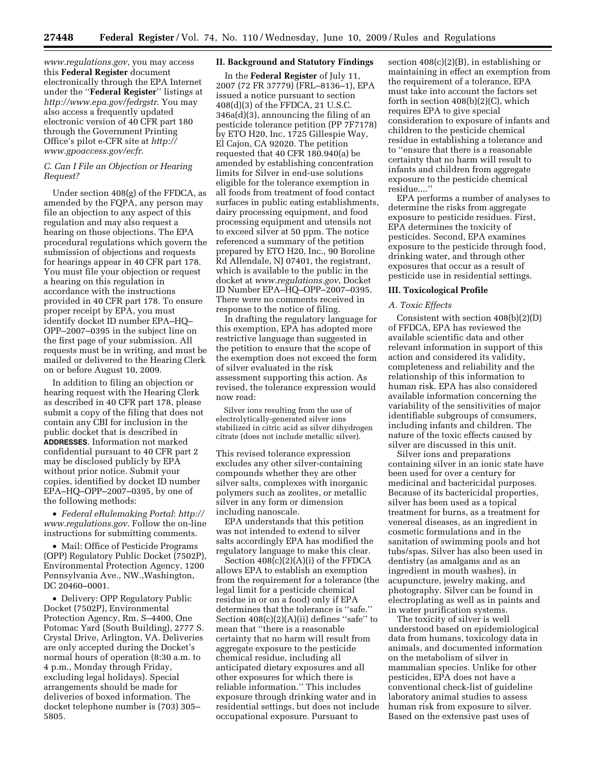*www.regulations.gov*, you may access this **Federal Register** document electronically through the EPA Internet under the "**Federal Register**" listings at *http://www.epa.gov/fedrgstr*. You may also access a frequently updated electronic version of 40 CFR part 180 through the Government Printing Office's pilot e-CFR site at *http://www.gpoaccess.gov/ecfr*.

### *C. Can I File an Objection or Hearing Request?*

Under section 408(g) of the FFDCA, as amended by the FQPA, any person may file an objection to any aspect of this regulation and may also request a hearing on those objections. The EPA procedural regulations which govern the submission of objections and requests for hearings appear in 40 CFR part 178. You must file your objection or request a hearing on this regulation in accordance with the instructions provided in 40 CFR part 178. To ensure proper receipt by EPA, you must identify docket ID number EPA–HQ–OPP–2007–0395 in the subject line on the first page of your submission. All requests must be in writing, and must be mailed or delivered to the Hearing Clerk on or before August 10, 2009.

In addition to filing an objection or hearing request with the Hearing Clerk as described in 40 CFR part 178, please submit a copy of the filing that does not contain any CBI for inclusion in the public docket that is described in **ADDRESSES**. Information not marked confidential pursuant to 40 CFR part 2 may be disclosed publicly by EPA without prior notice. Submit your copies, identified by docket ID number EPA–HQ–OPP–2007–0395, by one of the following methods:

- *Federal eRulemaking Portal*: *http://www.regulations.gov*. Follow the on-line instructions for submitting comments.
- Mail: Office of Pesticide Programs (OPP) Regulatory Public Docket (7502P), Environmental Protection Agency, 1200 Pennsylvania Ave., NW.,Washington, DC 20460–0001.
- Delivery: OPP Regulatory Public Docket (7502P), Environmental Protection Agency, Rm. S–4400, One Potomac Yard (South Building), 2777 S. Crystal Drive, Arlington, VA. Deliveries are only accepted during the Docket's normal hours of operation (8:30 a.m. to 4 p.m., Monday through Friday, excluding legal holidays). Special arrangements should be made for deliveries of boxed information. The docket telephone number is (703) 305–5805.

## II. Background and Statutory Findings

In the **Federal Register** of July 11, 2007 (72 FR 37779) (FRL–8136–1), EPA issued a notice pursuant to section 408(d)(3) of the FFDCA, 21 U.S.C. 346a(d)(3), announcing the filing of an pesticide tolerance petition (PP 7F7178) by ETO H20, Inc, 1725 Gillespie Way, El Cajon, CA 92020. The petition requested that 40 CFR 180.940(a) be amended by establishing concentration limits for Silver in end-use solutions eligible for the tolerance exemption in all foods from treatment of food contact surfaces in public eating establishments, dairy processing equipment, and food processing equipment and utensils not to exceed silver at 50 ppm. The notice referenced a summary of the petition prepared by ETO H20, Inc., 90 Boroline Rd Allendale, NJ 07401, the registrant, which is available to the public in the docket at *www.regulations.gov*, Docket ID Number EPA–HQ–OPP–2007–0395. There were no comments received in response to the notice of filing.

In drafting the regulatory language for this exemption, EPA has adopted more restrictive language than suggested in the petition to ensure that the scope of the exemption does not exceed the form of silver evaluated in the risk assessment supporting this action. As revised, the tolerance expression would now read:

> Silver ions resulting from the use of electrolytically-generated silver ions stabilized in citric acid as silver dihydrogen citrate (does not include metallic silver).

This revised tolerance expression excludes any other silver-containing compounds whether they are other silver salts, complexes with inorganic polymers such as zeolites, or metallic silver in any form or dimension including nanoscale.

EPA understands that this petition was not intended to extend to silver salts accordingly EPA has modified the regulatory language to make this clear.

Section 408(c)(2)(A)(i) of the FFDCA allows EPA to establish an exemption from the requirement for a tolerance (the legal limit for a pesticide chemical residue in or on a food) only if EPA determines that the tolerance is "safe." Section 408(c)(2)(A)(ii) defines "safe" to mean that "there is a reasonable certainty that no harm will result from aggregate exposure to the pesticide chemical residue, including all anticipated dietary exposures and all other exposures for which there is reliable information." This includes exposure through drinking water and in residential settings, but does not include occupational exposure. Pursuant to section 408(c)(2)(B), in establishing or maintaining in effect an exemption from the requirement of a tolerance, EPA must take into account the factors set forth in section 408(b)(2)(C), which requires EPA to give special consideration to exposure of infants and children to the pesticide chemical residue in establishing a tolerance and to "ensure that there is a reasonable certainty that no harm will result to infants and children from aggregate exposure to the pesticide chemical residue...."

EPA performs a number of analyses to determine the risks from aggregate exposure to pesticide residues. First, EPA determines the toxicity of pesticides. Second, EPA examines exposure to the pesticide through food, drinking water, and through other exposures that occur as a result of pesticide use in residential settings.

## III. Toxicological Profile

### *A. Toxic Effects*

Consistent with section 408(b)(2)(D) of FFDCA, EPA has reviewed the available scientific data and other relevant information in support of this action and considered its validity, completeness and reliability and the relationship of this information to human risk. EPA has also considered available information concerning the variability of the sensitivities of major identifiable subgroups of consumers, including infants and children. The nature of the toxic effects caused by silver are discussed in this unit.

Silver ions and preparations containing silver in an ionic state have been used for over a century for medicinal and bactericidal purposes. Because of its bactericidal properties, silver has been used as a topical treatment for burns, as a treatment for venereal diseases, as an ingredient in cosmetic formulations and in the sanitation of swimming pools and hot tubs/spas. Silver has also been used in dentistry (as amalgams and as an ingredient in mouth washes), in acupuncture, jewelry making, and photography. Silver can be found in electroplating as well as in paints and in water purification systems.

The toxicity of silver is well understood based on epidemiological data from humans, toxicology data in animals, and documented information on the metabolism of silver in mammalian species. Unlike for other pesticides, EPA does not have a conventional check-list of guideline laboratory animal studies to assess human risk from exposure to silver. Based on the extensive past uses of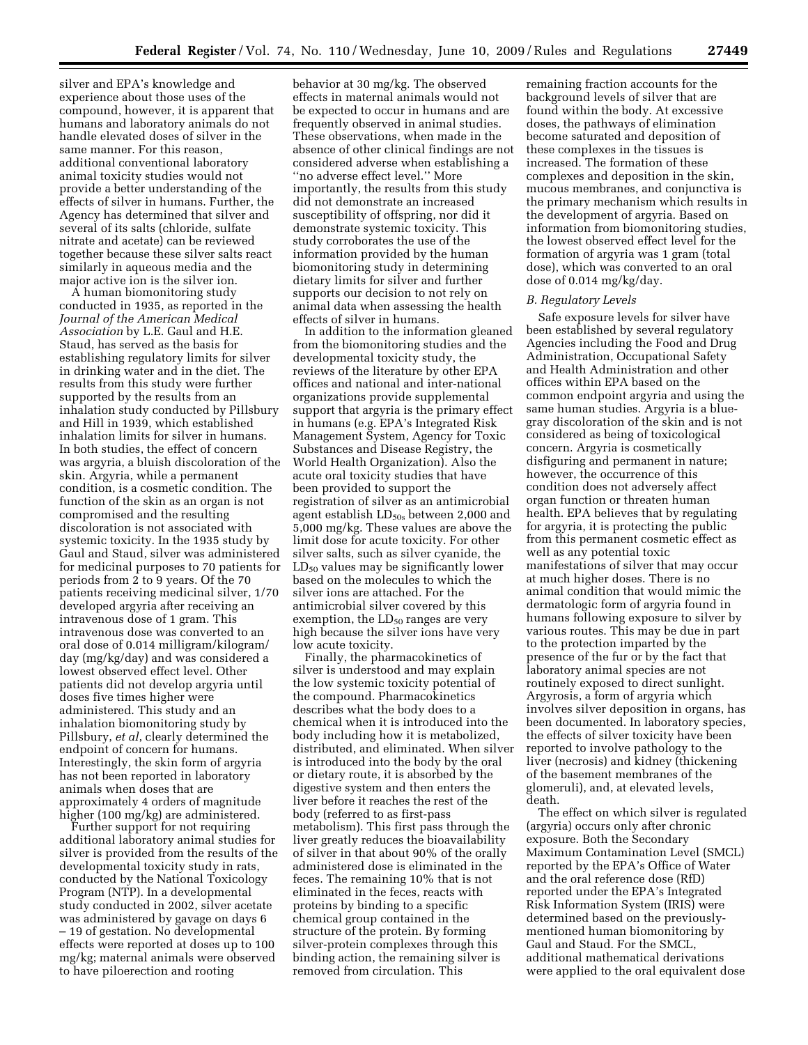silver and EPA's knowledge and experience about those uses of the compound, however, it is apparent that humans and laboratory animals do not handle elevated doses of silver in the same manner. For this reason, additional conventional laboratory animal toxicity studies would not provide a better understanding of the effects of silver in humans. Further, the Agency has determined that silver and several of its salts (chloride, sulfate nitrate and acetate) can be reviewed together because these silver salts react similarly in aqueous media and the major active ion is the silver ion.

A human biomonitoring study conducted in 1935, as reported in the *Journal of the American Medical Association* by L.E. Gaul and H.E. Staud, has served as the basis for establishing regulatory limits for silver in drinking water and in the diet. The results from this study were further supported by the results from an inhalation study conducted by Pillsbury and Hill in 1939, which established inhalation limits for silver in humans. In both studies, the effect of concern was argyria, a bluish discoloration of the skin. Argyria, while a permanent condition, is a cosmetic condition. The function of the skin as an organ is not compromised and the resulting discoloration is not associated with systemic toxicity. In the 1935 study by Gaul and Staud, silver was administered for medicinal purposes to 70 patients for periods from 2 to 9 years. Of the 70 patients receiving medicinal silver, 1/70 developed argyria after receiving an intravenous dose of 1 gram. This intravenous dose was converted to an oral dose of 0.014 milligram/kilogram/day (mg/kg/day) and was considered a lowest observed effect level. Other patients did not develop argyria until doses five times higher were administered. This study and an inhalation biomonitoring study by Pillsbury, *et al*, clearly determined the endpoint of concern for humans. Interestingly, the skin form of argyria has not been reported in laboratory animals when doses that are approximately 4 orders of magnitude higher (100 mg/kg) are administered.

Further support for not requiring additional laboratory animal studies for silver is provided from the results of the developmental toxicity study in rats, conducted by the National Toxicology Program (NTP). In a developmental study conducted in 2002, silver acetate was administered by gavage on days 6 – 19 of gestation. No developmental effects were reported at doses up to 100 mg/kg; maternal animals were observed to have piloerection and rooting behavior at 30 mg/kg. The observed effects in maternal animals would not be expected to occur in humans and are frequently observed in animal studies. These observations, when made in the absence of other clinical findings are not considered adverse when establishing a "no adverse effect level." More importantly, the results from this study did not demonstrate an increased susceptibility of offspring, nor did it demonstrate systemic toxicity. This study corroborates the use of the information provided by the human biomonitoring study in determining dietary limits for silver and further supports our decision to not rely on animal data when assessing the health effects of silver in humans.

In addition to the information gleaned from the biomonitoring studies and the developmental toxicity study, the reviews of the literature by other EPA offices and national and inter-national organizations provide supplemental support that argyria is the primary effect in humans (e.g. EPA's Integrated Risk Management System, Agency for Toxic Substances and Disease Registry, the World Health Organization). Also the acute oral toxicity studies that have been provided to support the registration of silver as an antimicrobial agent establish $LD_{50s}$ between 2,000 and 5,000 mg/kg. These values are above the limit dose for acute toxicity. For other silver salts, such as silver cyanide, the $LD_{50}$ values may be significantly lower based on the molecules to which the silver ions are attached. For the antimicrobial silver covered by this exemption, the $LD_{50}$ ranges are very high because the silver ions have very low acute toxicity.

Finally, the pharmacokinetics of silver is understood and may explain the low systemic toxicity potential of the compound. Pharmacokinetics describes what the body does to a chemical when it is introduced into the body including how it is metabolized, distributed, and eliminated. When silver is introduced into the body by the oral or dietary route, it is absorbed by the digestive system and then enters the liver before it reaches the rest of the body (referred to as first-pass metabolism). This first pass through the liver greatly reduces the bioavailability of silver in that about 90% of the orally administered dose is eliminated in the feces. The remaining 10% that is not eliminated in the feces, reacts with proteins by binding to a specific chemical group contained in the structure of the protein. By forming silver-protein complexes through this binding action, the remaining silver is removed from circulation. This remaining fraction accounts for the background levels of silver that are found within the body. At excessive doses, the pathways of elimination become saturated and deposition of these complexes in the tissues is increased. The formation of these complexes and deposition in the skin, mucous membranes, and conjunctiva is the primary mechanism which results in the development of argyria. Based on information from biomonitoring studies, the lowest observed effect level for the formation of argyria was 1 gram (total dose), which was converted to an oral dose of 0.014 mg/kg/day.

### *B. Regulatory Levels*

Safe exposure levels for silver have been established by several regulatory Agencies including the Food and Drug Administration, Occupational Safety and Health Administration and other offices within EPA based on the common endpoint argyria and using the same human studies. Argyria is a blue-gray discoloration of the skin and is not considered as being of toxicological concern. Argyria is cosmetically disfiguring and permanent in nature; however, the occurrence of this condition does not adversely affect organ function or threaten human health. EPA believes that by regulating for argyria, it is protecting the public from this permanent cosmetic effect as well as any potential toxic manifestations of silver that may occur at much higher doses. There is no animal condition that would mimic the dermatologic form of argyria found in humans following exposure to silver by various routes. This may be due in part to the protection imparted by the presence of the fur or by the fact that laboratory animal species are not routinely exposed to direct sunlight. Argyrosis, a form of argyria which involves silver deposition in organs, has been documented. In laboratory species, the effects of silver toxicity have been reported to involve pathology to the liver (necrosis) and kidney (thickening of the basement membranes of the glomeruli), and, at elevated levels, death.

The effect on which silver is regulated (argyria) occurs only after chronic exposure. Both the Secondary Maximum Contamination Level (SMCL) reported by the EPA's Office of Water and the oral reference dose (RfD) reported under the EPA's Integrated Risk Information System (IRIS) were determined based on the previously-mentioned human biomonitoring by Gaul and Staud. For the SMCL, additional mathematical derivations were applied to the oral equivalent dose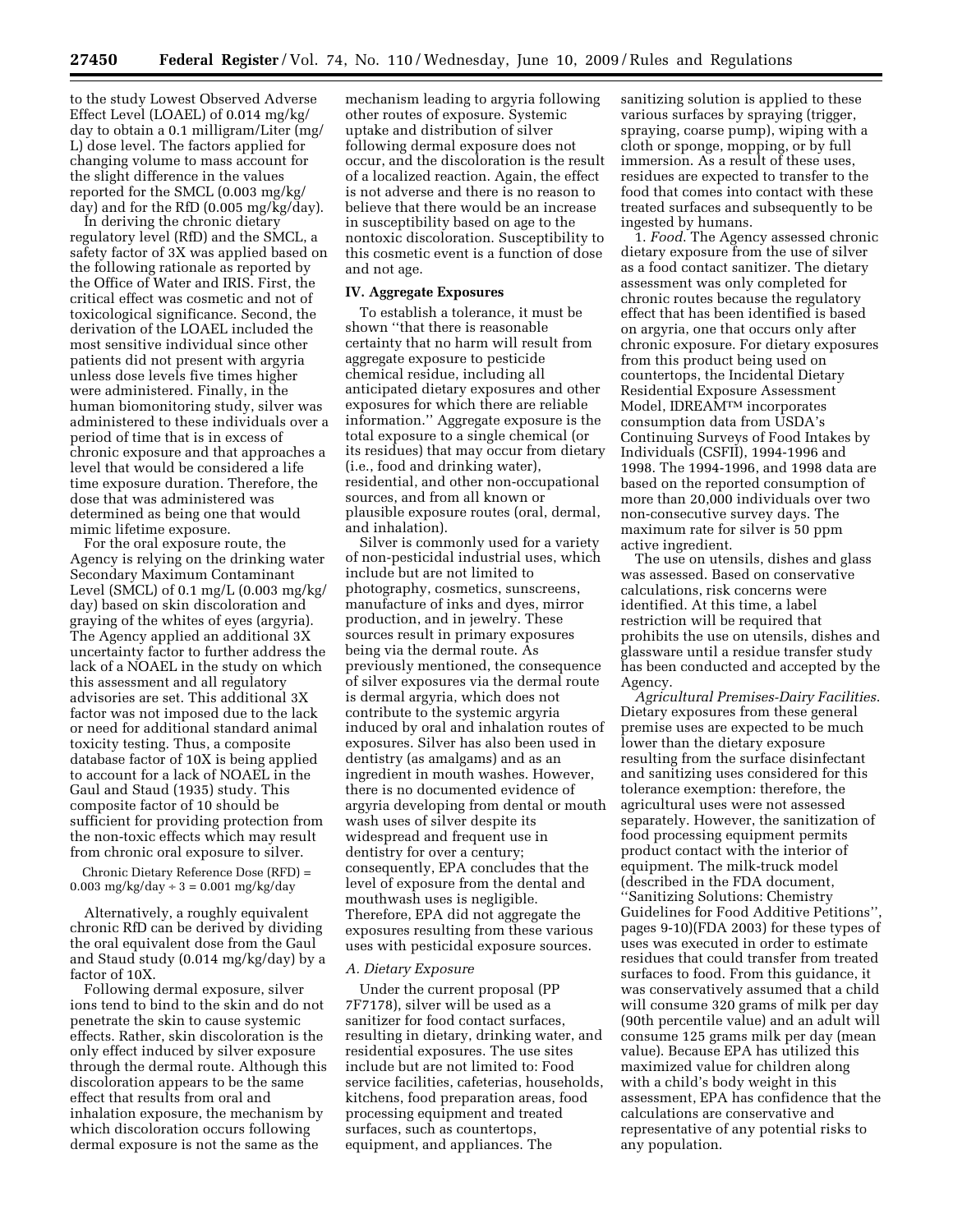to the study Lowest Observed Adverse Effect Level (LOAEL) of 0.014 mg/kg/day to obtain a 0.1 milligram/Liter (mg/L) dose level. The factors applied for changing volume to mass account for the slight difference in the values reported for the SMCL (0.003 mg/kg/day) and for the RfD (0.005 mg/kg/day).

In deriving the chronic dietary regulatory level (RfD) and the SMCL, a safety factor of 3X was applied based on the following rationale as reported by the Office of Water and IRIS. First, the critical effect was cosmetic and not of toxicological significance. Second, the derivation of the LOAEL included the most sensitive individual since other patients did not present with argyria unless dose levels five times higher were administered. Finally, in the human biomonitoring study, silver was administered to these individuals over a period of time that is in excess of chronic exposure and that approaches a level that would be considered a life time exposure duration. Therefore, the dose that was administered was determined as being one that would mimic lifetime exposure.

For the oral exposure route, the Agency is relying on the drinking water Secondary Maximum Contaminant Level (SMCL) of 0.1 mg/L (0.003 mg/kg/day) based on skin discoloration and graying of the whites of eyes (argyria). The Agency applied an additional 3X uncertainty factor to further address the lack of a NOAEL in the study on which this assessment and all regulatory advisories are set. This additional 3X factor was not imposed due to the lack or need for additional standard animal toxicity testing. Thus, a composite database factor of 10X is being applied to account for a lack of NOAEL in the Gaul and Staud (1935) study. This composite factor of 10 should be sufficient for providing protection from the non-toxic effects which may result from chronic oral exposure to silver.

Chronic Dietary Reference Dose (RFD) = 0.003 mg/kg/day ÷ 3 = 0.001 mg/kg/day

Alternatively, a roughly equivalent chronic RfD can be derived by dividing the oral equivalent dose from the Gaul and Staud study (0.014 mg/kg/day) by a factor of 10X.

Following dermal exposure, silver ions tend to bind to the skin and do not penetrate the skin to cause systemic effects. Rather, skin discoloration is the only effect induced by silver exposure through the dermal route. Although this discoloration appears to be the same effect that results from oral and inhalation exposure, the mechanism by which discoloration occurs following dermal exposure is not the same as the mechanism leading to argyria following other routes of exposure. Systemic uptake and distribution of silver following dermal exposure does not occur, and the discoloration is the result of a localized reaction. Again, the effect is not adverse and there is no reason to believe that there would be an increase in susceptibility based on age to the nontoxic discoloration. Susceptibility to this cosmetic event is a function of dose and not age.

## IV. Aggregate Exposures

To establish a tolerance, it must be shown "that there is reasonable certainty that no harm will result from aggregate exposure to pesticide chemical residue, including all anticipated dietary exposures and other exposures for which there are reliable information." Aggregate exposure is the total exposure to a single chemical (or its residues) that may occur from dietary (i.e., food and drinking water), residential, and other non-occupational sources, and from all known or plausible exposure routes (oral, dermal, and inhalation).

Silver is commonly used for a variety of non-pesticidal industrial uses, which include but are not limited to photography, cosmetics, sunscreens, manufacture of inks and dyes, mirror production, and in jewelry. These sources result in primary exposures being via the dermal route. As previously mentioned, the consequence of silver exposures via the dermal route is dermal argyria, which does not contribute to the systemic argyria induced by oral and inhalation routes of exposures. Silver has also been used in dentistry (as amalgams) and as an ingredient in mouth washes. However, there is no documented evidence of argyria developing from dental or mouth wash uses of silver despite its widespread and frequent use in dentistry for over a century; consequently, EPA concludes that the level of exposure from the dental and mouthwash uses is negligible. Therefore, EPA did not aggregate the exposures resulting from these various uses with pesticidal exposure sources.

### A. Dietary Exposure

Under the current proposal (PP 7F7178), silver will be used as a sanitizer for food contact surfaces, resulting in dietary, drinking water, and residential exposures. The use sites include but are not limited to: Food service facilities, cafeterias, households, kitchens, food preparation areas, food processing equipment and treated surfaces, such as countertops, equipment, and appliances. The sanitizing solution is applied to these various surfaces by spraying (trigger, spraying, coarse pump), wiping with a cloth or sponge, mopping, or by full immersion. As a result of these uses, residues are expected to transfer to the food that comes into contact with these treated surfaces and subsequently to be ingested by humans.

1. *Food*. The Agency assessed chronic dietary exposure from the use of silver as a food contact sanitizer. The dietary assessment was only completed for chronic routes because the regulatory effect that has been identified is based on argyria, one that occurs only after chronic exposure. For dietary exposures from this product being used on countertops, the Incidental Dietary Residential Exposure Assessment Model, IDREAM™ incorporates consumption data from USDA's Continuing Surveys of Food Intakes by Individuals (CSFII), 1994-1996 and 1998. The 1994-1996, and 1998 data are based on the reported consumption of more than 20,000 individuals over two non-consecutive survey days. The maximum rate for silver is 50 ppm active ingredient.

The use on utensils, dishes and glass was assessed. Based on conservative calculations, risk concerns were identified. At this time, a label restriction will be required that prohibits the use on utensils, dishes and glassware until a residue transfer study has been conducted and accepted by the Agency.

*Agricultural Premises-Dairy Facilities*. Dietary exposures from these general premise uses are expected to be much lower than the dietary exposure resulting from the surface disinfectant and sanitizing uses considered for this tolerance exemption: therefore, the agricultural uses were not assessed separately. However, the sanitization of food processing equipment permits product contact with the interior of equipment. The milk-truck model (described in the FDA document, "Sanitizing Solutions: Chemistry Guidelines for Food Additive Petitions", pages 9-10)(FDA 2003) for these types of uses was executed in order to estimate residues that could transfer from treated surfaces to food. From this guidance, it was conservatively assumed that a child will consume 320 grams of milk per day (90th percentile value) and an adult will consume 125 grams milk per day (mean value). Because EPA has utilized this maximized value for children along with a child's body weight in this assessment, EPA has confidence that the calculations are conservative and representative of any potential risks to any population.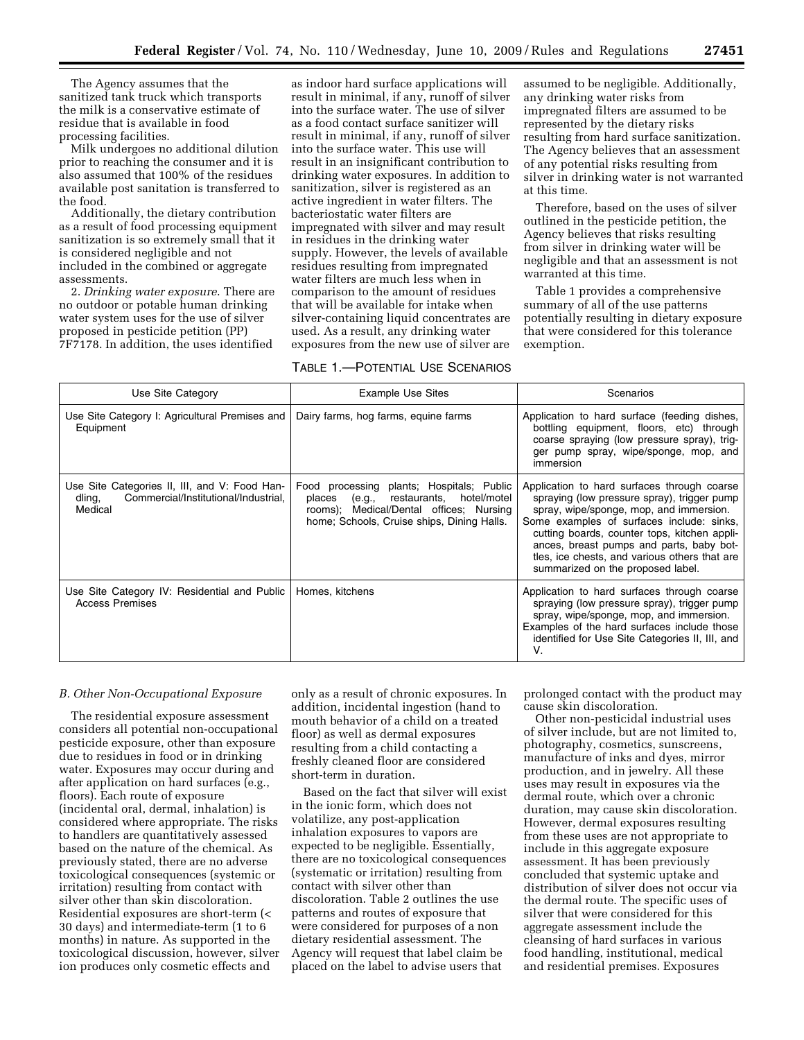The Agency assumes that the sanitized tank truck which transports the milk is a conservative estimate of residue that is available in food processing facilities.

Milk undergoes no additional dilution prior to reaching the consumer and it is also assumed that 100% of the residues available post sanitation is transferred to the food.

Additionally, the dietary contribution as a result of food processing equipment sanitization is so extremely small that it is considered negligible and not included in the combined or aggregate assessments.

2. *Drinking water exposure*. There are no outdoor or potable human drinking water system uses for the use of silver proposed in pesticide petition (PP) 7F7178. In addition, the uses identified as indoor hard surface applications will result in minimal, if any, runoff of silver into the surface water. The use of silver as a food contact surface sanitizer will result in minimal, if any, runoff of silver into the surface water. This use will result in an insignificant contribution to drinking water exposures. In addition to sanitization, silver is registered as an active ingredient in water filters. The bacteriostatic water filters are impregnated with silver and may result in residues in the drinking water supply. However, the levels of available residues resulting from impregnated water filters are much less when in comparison to the amount of residues that will be available for intake when silver-containing liquid concentrates are used. As a result, any drinking water exposures from the new use of silver are assumed to be negligible. Additionally, any drinking water risks from impregnated filters are assumed to be represented by the dietary risks resulting from hard surface sanitization. The Agency believes that an assessment of any potential risks resulting from silver in drinking water is not warranted at this time.

Therefore, based on the uses of silver outlined in the pesticide petition, the Agency believes that risks resulting from silver in drinking water will be negligible and that an assessment is not warranted at this time.

Table 1 provides a comprehensive summary of all of the use patterns potentially resulting in dietary exposure that were considered for this tolerance exemption.

TABLE 1.—POTENTIAL USE SCENARIOS

| Use Site Category | Example Use Sites | Scenarios |
| --- | --- | --- |
| Use Site Category I: Agricultural Premises and Equipment | Dairy farms, hog farms, equine farms | Application to hard surface (feeding dishes, bottling equipment, floors, etc) through coarse spraying (low pressure spray), trigger pump spray, wipe/sponge, mop, and immersion |
| Use Site Categories II, III, and V: Food Handling, Commercial/Institutional/Industrial, Medical | Food processing plants; Hospitals; Public places (e.g., restaurants, hotel/motel rooms); Medical/Dental offices; Nursing home; Schools, Cruise ships, Dining Halls. | Application to hard surfaces through coarse spraying (low pressure spray), trigger pump spray, wipe/sponge, mop, and immersion. Some examples of surfaces include: sinks, cutting boards, counter tops, kitchen appliances, breast pumps and parts, baby bottles, ice chests, and various others that are summarized on the proposed label. |
| Use Site Category IV: Residential and Public Access Premises | Homes, kitchens | Application to hard surfaces through coarse spraying (low pressure spray), trigger pump spray, wipe/sponge, mop, and immersion. Examples of the hard surfaces include those identified for Use Site Categories II, III, and V. |

*B. Other Non-Occupational Exposure*

The residential exposure assessment considers all potential non-occupational pesticide exposure, other than exposure due to residues in food or in drinking water. Exposures may occur during and after application on hard surfaces (e.g., floors). Each route of exposure (incidental oral, dermal, inhalation) is considered where appropriate. The risks to handlers are quantitatively assessed based on the nature of the chemical. As previously stated, there are no adverse toxicological consequences (systemic or irritation) resulting from contact with silver other than skin discoloration. Residential exposures are short-term (< 30 days) and intermediate-term (1 to 6 months) in nature. As supported in the toxicological discussion, however, silver ion produces only cosmetic effects and only as a result of chronic exposures. In addition, incidental ingestion (hand to mouth behavior of a child on a treated floor) as well as dermal exposures resulting from a child contacting a freshly cleaned floor are considered short-term in duration.

Based on the fact that silver will exist in the ionic form, which does not volatilize, any post-application inhalation exposures to vapors are expected to be negligible. Essentially, there are no toxicological consequences (systematic or irritation) resulting from contact with silver other than discoloration. Table 2 outlines the use patterns and routes of exposure that were considered for purposes of a non dietary residential assessment. The Agency will request that label claim be placed on the label to advise users that prolonged contact with the product may cause skin discoloration.

Other non-pesticidal industrial uses of silver include, but are not limited to, photography, cosmetics, sunscreens, manufacture of inks and dyes, mirror production, and in jewelry. All these uses may result in exposures via the dermal route, which over a chronic duration, may cause skin discoloration. However, dermal exposures resulting from these uses are not appropriate to include in this aggregate exposure assessment. It has been previously concluded that systemic uptake and distribution of silver does not occur via the dermal route. The specific uses of silver that were considered for this aggregate assessment include the cleansing of hard surfaces in various food handling, institutional, medical and residential premises. Exposures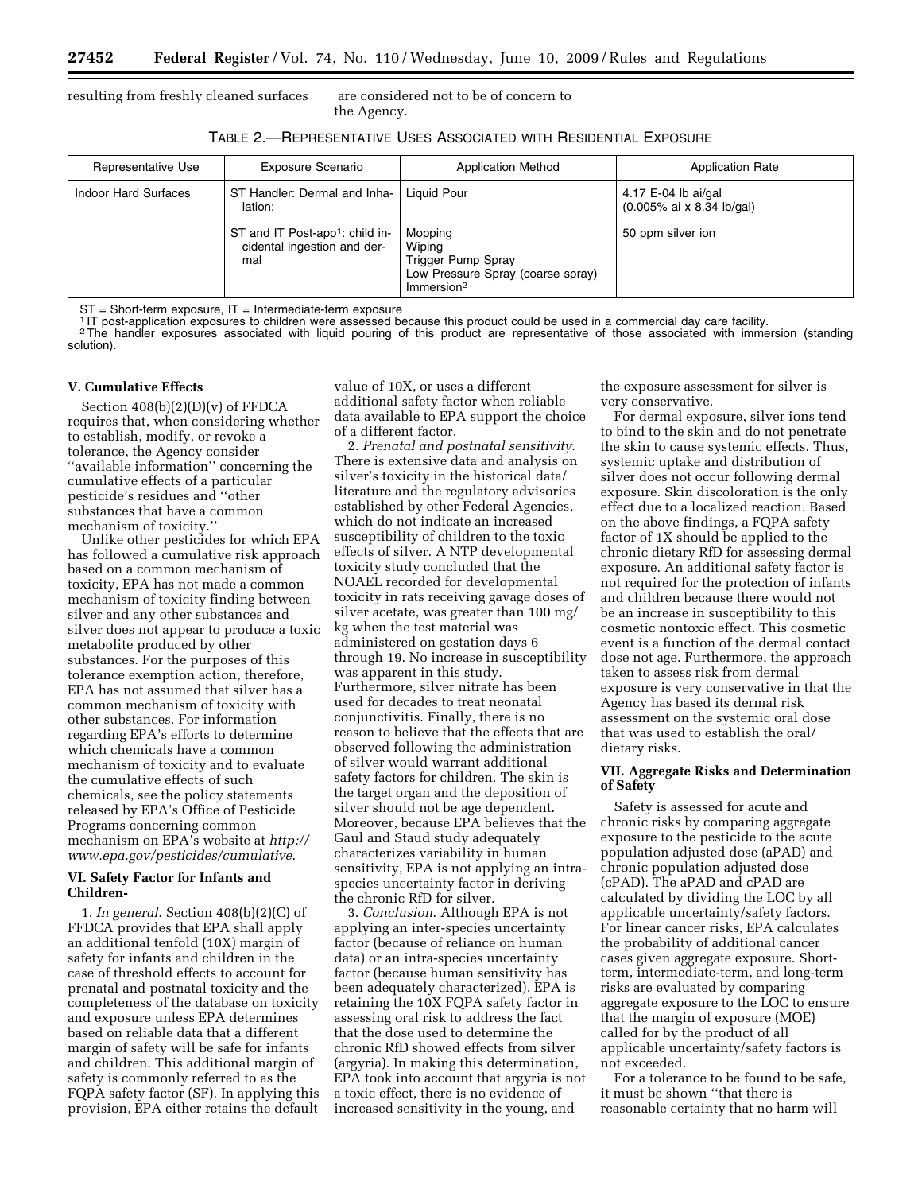resulting from freshly cleaned surfaces are considered not to be of concern to the Agency.

TABLE 2.—REPRESENTATIVE USES ASSOCIATED WITH RESIDENTIAL EXPOSURE

| Representative Use | Exposure Scenario | Application Method | Application Rate |
|---|---|---|---|
| Indoor Hard Surfaces | ST Handler: Dermal and Inhalation; | Liquid Pour | 4.17 E-04 lb ai/gal (0.005% ai x 8.34 lb/gal) |
| | ST and IT Post-app[1]: child incidental ingestion and dermal | Mopping<br>Wiping<br>Trigger Pump Spray<br>Low Pressure Spray (coarse spray)<br>Immersion[2] | 50 ppm silver ion |

ST = Short-term exposure, IT = Intermediate-term exposure

[1] IT post-application exposures to children were assessed because this product could be used in a commercial day care facility.

[2] The handler exposures associated with liquid pouring of this product are representative of those associated with immersion (standing solution).

### V. Cumulative Effects

Section 408(b)(2)(D)(v) of FFDCA requires that, when considering whether to establish, modify, or revoke a tolerance, the Agency consider ''available information'' concerning the cumulative effects of a particular pesticide's residues and ''other substances that have a common mechanism of toxicity.''

Unlike other pesticides for which EPA has followed a cumulative risk approach based on a common mechanism of toxicity, EPA has not made a common mechanism of toxicity finding between silver and any other substances and silver does not appear to produce a toxic metabolite produced by other substances. For the purposes of this tolerance exemption action, therefore, EPA has not assumed that silver has a common mechanism of toxicity with other substances. For information regarding EPA's efforts to determine which chemicals have a common mechanism of toxicity and to evaluate the cumulative effects of such chemicals, see the policy statements released by EPA's Office of Pesticide Programs concerning common mechanism on EPA's website at *http://www.epa.gov/pesticides/cumulative*.

### VI. Safety Factor for Infants and Children-

1. *In general*. Section 408(b)(2)(C) of FFDCA provides that EPA shall apply an additional tenfold (10X) margin of safety for infants and children in the case of threshold effects to account for prenatal and postnatal toxicity and the completeness of the database on toxicity and exposure unless EPA determines based on reliable data that a different margin of safety will be safe for infants and children. This additional margin of safety is commonly referred to as the FQPA safety factor (SF). In applying this provision, EPA either retains the default value of 10X, or uses a different additional safety factor when reliable data available to EPA support the choice of a different factor.

2. *Prenatal and postnatal sensitivity*. There is extensive data and analysis on silver's toxicity in the historical data/literature and the regulatory advisories established by other Federal Agencies, which do not indicate an increased susceptibility of children to the toxic effects of silver. A NTP developmental toxicity study concluded that the NOAEL recorded for developmental toxicity in rats receiving gavage doses of silver acetate, was greater than 100 mg/kg when the test material was administered on gestation days 6 through 19. No increase in susceptibility was apparent in this study. Furthermore, silver nitrate has been used for decades to treat neonatal conjunctivitis. Finally, there is no reason to believe that the effects that are observed following the administration of silver would warrant additional safety factors for children. The skin is the target organ and the deposition of silver should not be age dependent. Moreover, because EPA believes that the Gaul and Staud study adequately characterizes variability in human sensitivity, EPA is not applying an intra-species uncertainty factor in deriving the chronic RfD for silver.

3. *Conclusion*. Although EPA is not applying an inter-species uncertainty factor (because of reliance on human data) or an intra-species uncertainty factor (because human sensitivity has been adequately characterized), EPA is retaining the 10X FQPA safety factor in assessing oral risk to address the fact that the dose used to determine the chronic RfD showed effects from silver (argyria). In making this determination, EPA took into account that argyria is not a toxic effect, there is no evidence of increased sensitivity in the young, and the exposure assessment for silver is very conservative.

For dermal exposure, silver ions tend to bind to the skin and do not penetrate the skin to cause systemic effects. Thus, systemic uptake and distribution of silver does not occur following dermal exposure. Skin discoloration is the only effect due to a localized reaction. Based on the above findings, a FQPA safety factor of 1X should be applied to the chronic dietary RfD for assessing dermal exposure. An additional safety factor is not required for the protection of infants and children because there would not be an increase in susceptibility to this cosmetic nontoxic effect. This cosmetic event is a function of the dermal contact dose not age. Furthermore, the approach taken to assess risk from dermal exposure is very conservative in that the Agency has based its dermal risk assessment on the systemic oral dose that was used to establish the oral/dietary risks.

### VII. Aggregate Risks and Determination of Safety

Safety is assessed for acute and chronic risks by comparing aggregate exposure to the pesticide to the acute population adjusted dose (aPAD) and chronic population adjusted dose (cPAD). The aPAD and cPAD are calculated by dividing the LOC by all applicable uncertainty/safety factors. For linear cancer risks, EPA calculates the probability of additional cancer cases given aggregate exposure. Short-term, intermediate-term, and long-term risks are evaluated by comparing aggregate exposure to the LOC to ensure that the margin of exposure (MOE) called for by the product of all applicable uncertainty/safety factors is not exceeded.

For a tolerance to be found to be safe, it must be shown ''that there is reasonable certainty that no harm will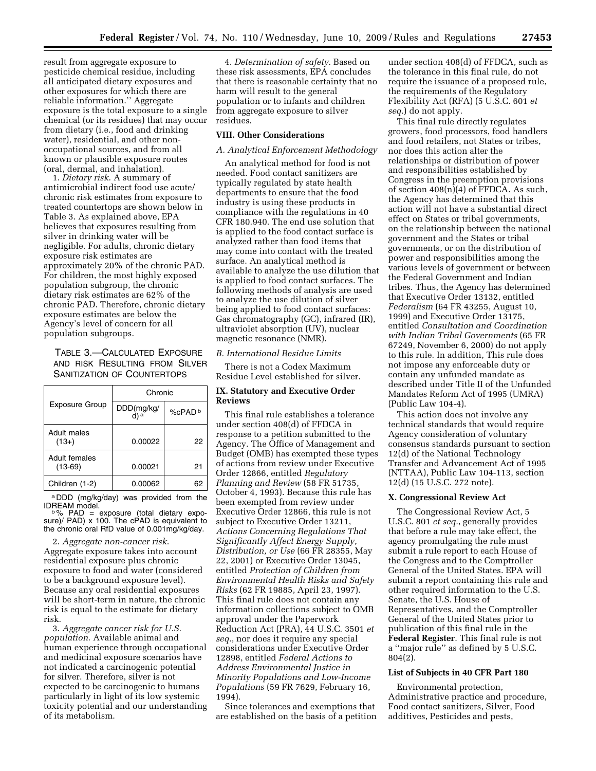result from aggregate exposure to pesticide chemical residue, including all anticipated dietary exposures and other exposures for which there are reliable information.'' Aggregate exposure is the total exposure to a single chemical (or its residues) that may occur from dietary (i.e., food and drinking water), residential, and other non-occupational sources, and from all known or plausible exposure routes (oral, dermal, and inhalation).

1. *Dietary risk*. A summary of antimicrobial indirect food use acute/chronic risk estimates from exposure to treated countertops are shown below in Table 3. As explained above, EPA believes that exposures resulting from silver in drinking water will be negligible. For adults, chronic dietary exposure risk estimates are approximately 20% of the chronic PAD. For children, the most highly exposed population subgroup, the chronic dietary risk estimates are 62% of the chronic PAD. Therefore, chronic dietary exposure estimates are below the Agency's level of concern for all population subgroups.

TABLE 3.—CALCULATED EXPOSURE AND RISK RESULTING FROM SILVER SANITIZATION OF COUNTERTOPS

| Exposure Group | Chronic | |
|---|---|---|
| | DDD(mg/kg/d) [a] | %cPAD [b] |
| Adult males (13+) | 0.00022 | 22 |
| Adult females (13-69) | 0.00021 | 21 |
| Children (1-2) | 0.00062 | 62 |

[a] DDD (mg/kg/day) was provided from the IDREAM model.
[b] % PAD = exposure (total dietary exposure)/ PAD) x 100. The cPAD is equivalent to the chronic oral RfD value of 0.001mg/kg/day.

2. *Aggregate non-cancer risk*. Aggregate exposure takes into account residential exposure plus chronic exposure to food and water (considered to be a background exposure level). Because any oral residential exposures will be short-term in nature, the chronic risk is equal to the estimate for dietary risk.

3. *Aggregate cancer risk for U.S. population*. Available animal and human experience through occupational and medicinal exposure scenarios have not indicated a carcinogenic potential for silver. Therefore, silver is not expected to be carcinogenic to humans particularly in light of its low systemic toxicity potential and our understanding of its metabolism.

4. *Determination of safety*. Based on these risk assessments, EPA concludes that there is reasonable certainty that no harm will result to the general population or to infants and children from aggregate exposure to silver residues.

## VIII. Other Considerations

### *A. Analytical Enforcement Methodology*

An analytical method for food is not needed. Food contact sanitizers are typically regulated by state health departments to ensure that the food industry is using these products in compliance with the regulations in 40 CFR 180.940. The end use solution that is applied to the food contact surface is analyzed rather than food items that may come into contact with the treated surface. An analytical method is available to analyze the use dilution that is applied to food contact surfaces. The following methods of analysis are used to analyze the use dilution of silver being applied to food contact surfaces: Gas chromatography (GC), infrared (IR), ultraviolet absorption (UV), nuclear magnetic resonance (NMR).

### *B. International Residue Limits*

There is not a Codex Maximum Residue Level established for silver.

## IX. Statutory and Executive Order Reviews

This final rule establishes a tolerance under section 408(d) of FFDCA in response to a petition submitted to the Agency. The Office of Management and Budget (OMB) has exempted these types of actions from review under Executive Order 12866, entitled *Regulatory Planning and Review* (58 FR 51735, October 4, 1993). Because this rule has been exempted from review under Executive Order 12866, this rule is not subject to Executive Order 13211, *Actions Concerning Regulations That Significantly Affect Energy Supply, Distribution, or Use* (66 FR 28355, May 22, 2001) or Executive Order 13045, entitled *Protection of Children from Environmental Health Risks and Safety Risks* (62 FR 19885, April 23, 1997). This final rule does not contain any information collections subject to OMB approval under the Paperwork Reduction Act (PRA), 44 U.S.C. 3501 *et seq.*, nor does it require any special considerations under Executive Order 12898, entitled *Federal Actions to Address Environmental Justice in Minority Populations and Low-Income Populations* (59 FR 7629, February 16, 1994).

Since tolerances and exemptions that are established on the basis of a petition under section 408(d) of FFDCA, such as the tolerance in this final rule, do not require the issuance of a proposed rule, the requirements of the Regulatory Flexibility Act (RFA) (5 U.S.C. 601 *et seq.*) do not apply.

This final rule directly regulates growers, food processors, food handlers and food retailers, not States or tribes, nor does this action alter the relationships or distribution of power and responsibilities established by Congress in the preemption provisions of section 408(n)(4) of FFDCA. As such, the Agency has determined that this action will not have a substantial direct effect on States or tribal governments, on the relationship between the national government and the States or tribal governments, or on the distribution of power and responsibilities among the various levels of government or between the Federal Government and Indian tribes. Thus, the Agency has determined that Executive Order 13132, entitled *Federalism* (64 FR 43255, August 10, 1999) and Executive Order 13175, entitled *Consultation and Coordination with Indian Tribal Governments* (65 FR 67249, November 6, 2000) do not apply to this rule. In addition, This rule does not impose any enforceable duty or contain any unfunded mandate as described under Title II of the Unfunded Mandates Reform Act of 1995 (UMRA) (Public Law 104-4).

This action does not involve any technical standards that would require Agency consideration of voluntary consensus standards pursuant to section 12(d) of the National Technology Transfer and Advancement Act of 1995 (NTTAA), Public Law 104-113, section 12(d) (15 U.S.C. 272 note).

## X. Congressional Review Act

The Congressional Review Act, 5 U.S.C. 801 *et seq.*, generally provides that before a rule may take effect, the agency promulgating the rule must submit a rule report to each House of the Congress and to the Comptroller General of the United States. EPA will submit a report containing this rule and other required information to the U.S. Senate, the U.S. House of Representatives, and the Comptroller General of the United States prior to publication of this final rule in the **Federal Register**. This final rule is not a ''major rule'' as defined by 5 U.S.C. 804(2).

### List of Subjects in 40 CFR Part 180

Environmental protection, Administrative practice and procedure, Food contact sanitizers, Silver, Food additives, Pesticides and pests,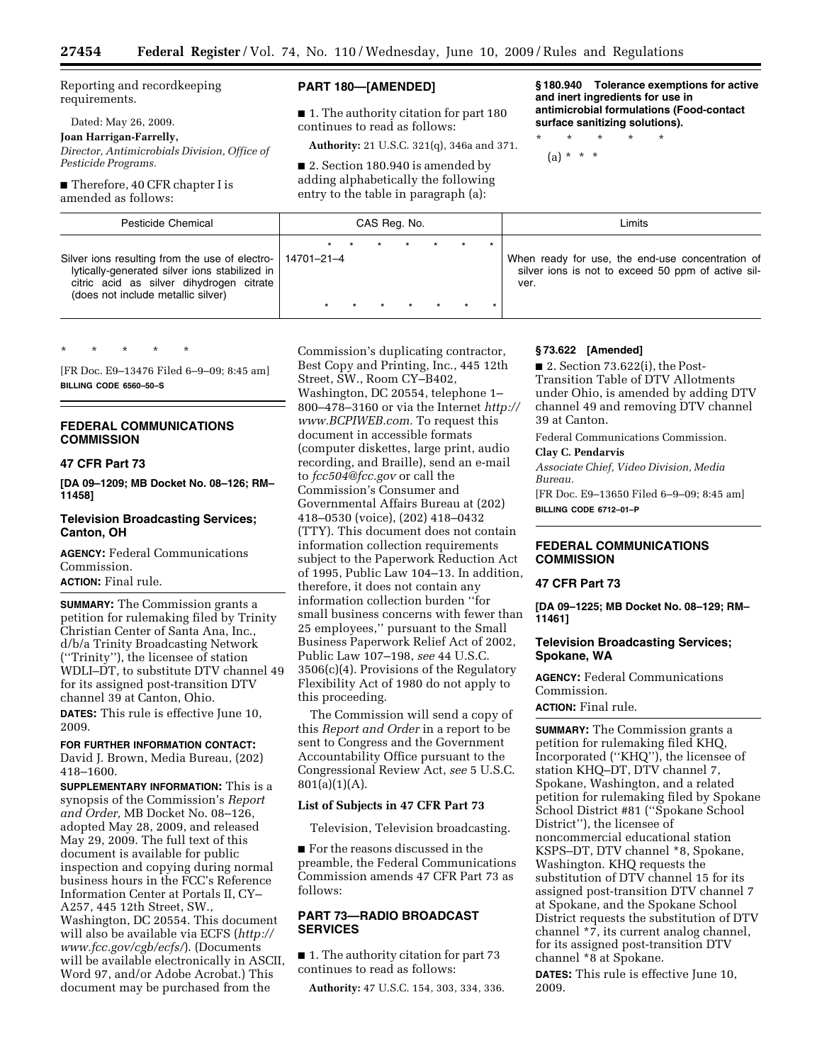Reporting and recordkeeping requirements.

Dated: May 26, 2009.

**Joan Harrigan-Farrelly,**

*Director, Antimicrobials Division, Office of Pesticide Programs.*

■ Therefore, 40 CFR chapter I is amended as follows:

## PART 180—[AMENDED]

■ 1. The authority citation for part 180 continues to read as follows:

**Authority:** 21 U.S.C. 321(q), 346a and 371.

■ 2. Section 180.940 is amended by adding alphabetically the following entry to the table in paragraph (a):

**§ 180.940 Tolerance exemptions for active and inert ingredients for use in antimicrobial formulations (Food-contact surface sanitizing solutions).**

\* \* \* \* \*

(a) \* \* \*

| Pesticide Chemical | CAS Reg. No. | Limits |
|---|---|---|
| \* \* \* \* \* \* \* | | |
| Silver ions resulting from the use of electrolytically-generated silver ions stabilized in citric acid as silver dihydrogen citrate (does not include metallic silver) | 14701–21–4 | When ready for use, the end-use concentration of silver ions is not to exceed 50 ppm of active silver. |
| \* \* \* \* \* \* \* | | |

\* \* \* \* \*

[FR Doc. E9–13476 Filed 6–9–09; 8:45 am]

**BILLING CODE 6560–50–S**

## FEDERAL COMMUNICATIONS COMMISSION

### 47 CFR Part 73

**[DA 09–1209; MB Docket No. 08–126; RM–11458]**

### Television Broadcasting Services; Canton, OH

**AGENCY:** Federal Communications Commission.

**ACTION:** Final rule.

**SUMMARY:** The Commission grants a petition for rulemaking filed by Trinity Christian Center of Santa Ana, Inc., d/b/a Trinity Broadcasting Network (''Trinity''), the licensee of station WDLI–DT, to substitute DTV channel 49 for its assigned post-transition DTV channel 39 at Canton, Ohio.

**DATES:** This rule is effective June 10, 2009.

**FOR FURTHER INFORMATION CONTACT:** David J. Brown, Media Bureau, (202) 418–1600.

**SUPPLEMENTARY INFORMATION:** This is a synopsis of the Commission's *Report and Order,* MB Docket No. 08–126, adopted May 28, 2009, and released May 29, 2009. The full text of this document is available for public inspection and copying during normal business hours in the FCC's Reference Information Center at Portals II, CY–A257, 445 12th Street, SW., Washington, DC 20554. This document will also be available via ECFS (*http://www.fcc.gov/cgb/ecfs/*). (Documents will be available electronically in ASCII, Word 97, and/or Adobe Acrobat.) This document may be purchased from the Commission's duplicating contractor, Best Copy and Printing, Inc., 445 12th Street, SW., Room CY–B402, Washington, DC 20554, telephone 1–800–478–3160 or via the Internet *http://www.BCPIWEB.com.* To request this document in accessible formats (computer diskettes, large print, audio recording, and Braille), send an e-mail to *fcc504@fcc.gov* or call the Commission's Consumer and Governmental Affairs Bureau at (202) 418–0530 (voice), (202) 418–0432 (TTY). This document does not contain information collection requirements subject to the Paperwork Reduction Act of 1995, Public Law 104–13. In addition, therefore, it does not contain any information collection burden ''for small business concerns with fewer than 25 employees,'' pursuant to the Small Business Paperwork Relief Act of 2002, Public Law 107–198, *see* 44 U.S.C. 3506(c)(4). Provisions of the Regulatory Flexibility Act of 1980 do not apply to this proceeding.

The Commission will send a copy of this *Report and Order* in a report to be sent to Congress and the Government Accountability Office pursuant to the Congressional Review Act, *see* 5 U.S.C. 801(a)(1)(A).

**List of Subjects in 47 CFR Part 73**

Television, Television broadcasting.

■ For the reasons discussed in the preamble, the Federal Communications Commission amends 47 CFR Part 73 as follows:

## PART 73—RADIO BROADCAST SERVICES

■ 1. The authority citation for part 73 continues to read as follows:

**Authority:** 47 U.S.C. 154, 303, 334, 336.

**§ 73.622 [Amended]**

■ 2. Section 73.622(i), the Post-Transition Table of DTV Allotments under Ohio, is amended by adding DTV channel 49 and removing DTV channel 39 at Canton.

Federal Communications Commission.

**Clay C. Pendarvis**

*Associate Chief, Video Division, Media Bureau.*

[FR Doc. E9–13650 Filed 6–9–09; 8:45 am]

**BILLING CODE 6712–01–P**

## FEDERAL COMMUNICATIONS COMMISSION

### 47 CFR Part 73

**[DA 09–1225; MB Docket No. 08–129; RM–11461]**

### Television Broadcasting Services; Spokane, WA

**AGENCY:** Federal Communications Commission.

**ACTION:** Final rule.

**SUMMARY:** The Commission grants a petition for rulemaking filed KHQ, Incorporated (''KHQ''), the licensee of station KHQ–DT, DTV channel 7, Spokane, Washington, and a related petition for rulemaking filed by Spokane School District #81 (''Spokane School District''), the licensee of noncommercial educational station KSPS–DT, DTV channel *8, Spokane, Washington. KHQ requests the substitution of DTV channel 15 for its assigned post-transition DTV channel 7 at Spokane, and the Spokane School District requests the substitution of DTV channel *7, its current analog channel, for its assigned post-transition DTV channel *8 at Spokane.

**DATES:** This rule is effective June 10, 2009.